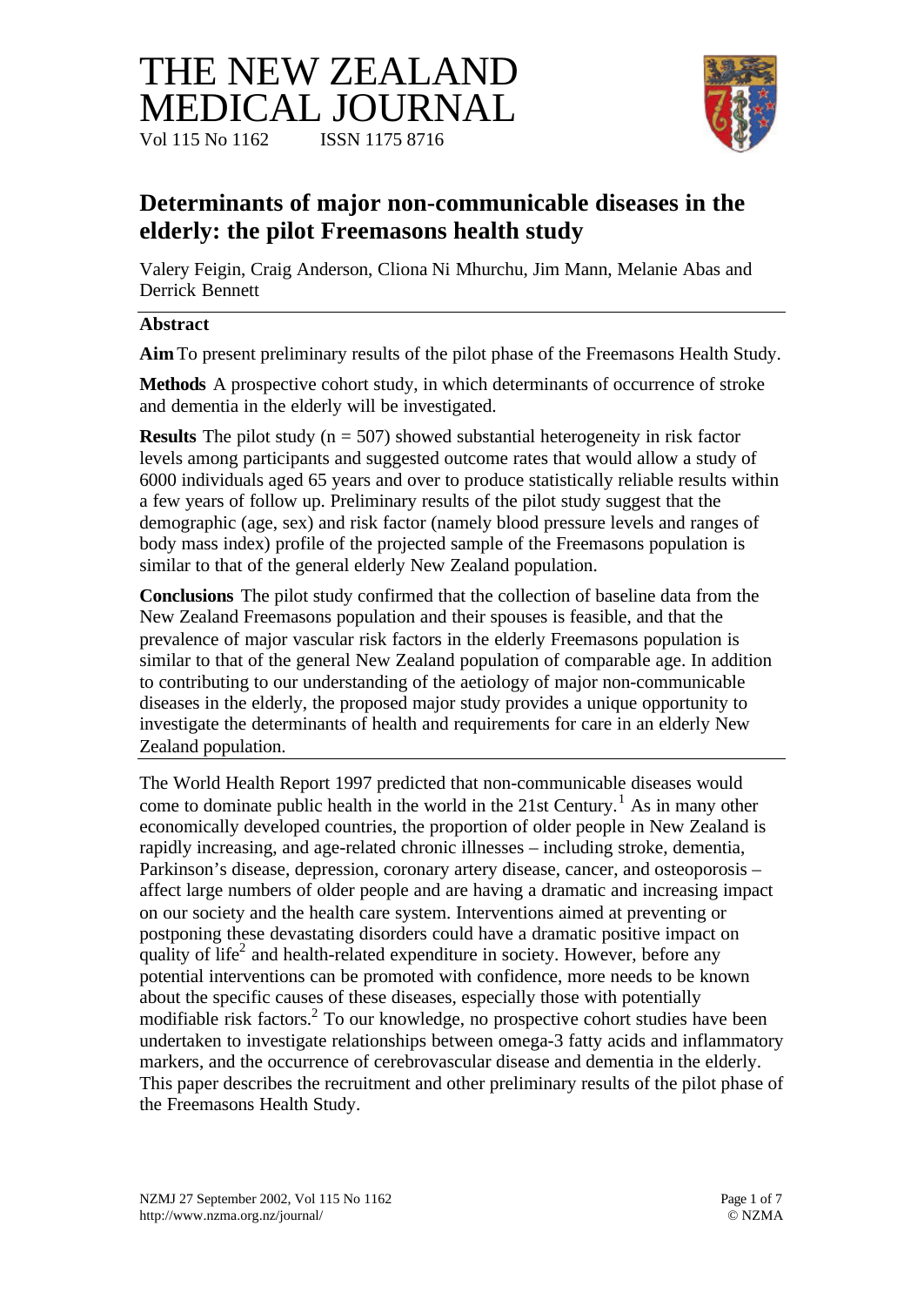# THE NEW ZEALAND MEDICAL JOURNAL

Vol 115 No 1162 ISSN 1175 8716

## Determinants of major non-communicable diseases in the elderly: the pilot Freemasons health study

Valery Feigin, Craig Anderson, Cliona Ni Mhurchu, Jim Mann, Melanie Abas and Derrick Bennett

### Abstract

**Aim** To present preliminary results of the pilot phase of the Freemasons Health Study.

**Methods** A prospective cohort study, in which determinants of occurrence of stroke and dementia in the elderly will be investigated.

**Results** The pilot study (n = 507) showed substantial heterogeneity in risk factor levels among participants and suggested outcome rates that would allow a study of 6000 individuals aged 65 years and over to produce statistically reliable results within a few years of follow up. Preliminary results of the pilot study suggest that the demographic (age, sex) and risk factor (namely blood pressure levels and ranges of body mass index) profile of the projected sample of the Freemasons population is similar to that of the general elderly New Zealand population.

**Conclusions** The pilot study confirmed that the collection of baseline data from the New Zealand Freemasons population and their spouses is feasible, and that the prevalence of major vascular risk factors in the elderly Freemasons population is similar to that of the general New Zealand population of comparable age. In addition to contributing to our understanding of the aetiology of major non-communicable diseases in the elderly, the proposed major study provides a unique opportunity to investigate the determinants of health and requirements for care in an elderly New Zealand population.

---

The World Health Report 1997 predicted that non-communicable diseases would come to dominate public health in the world in the 21st Century.[1] As in many other economically developed countries, the proportion of older people in New Zealand is rapidly increasing, and age-related chronic illnesses – including stroke, dementia, Parkinson's disease, depression, coronary artery disease, cancer, and osteoporosis – affect large numbers of older people and are having a dramatic and increasing impact on our society and the health care system. Interventions aimed at preventing or postponing these devastating disorders could have a dramatic positive impact on quality of life[2] and health-related expenditure in society. However, before any potential interventions can be promoted with confidence, more needs to be known about the specific causes of these diseases, especially those with potentially modifiable risk factors.[2] To our knowledge, no prospective cohort studies have been undertaken to investigate relationships between omega-3 fatty acids and inflammatory markers, and the occurrence of cerebrovascular disease and dementia in the elderly. This paper describes the recruitment and other preliminary results of the pilot phase of the Freemasons Health Study.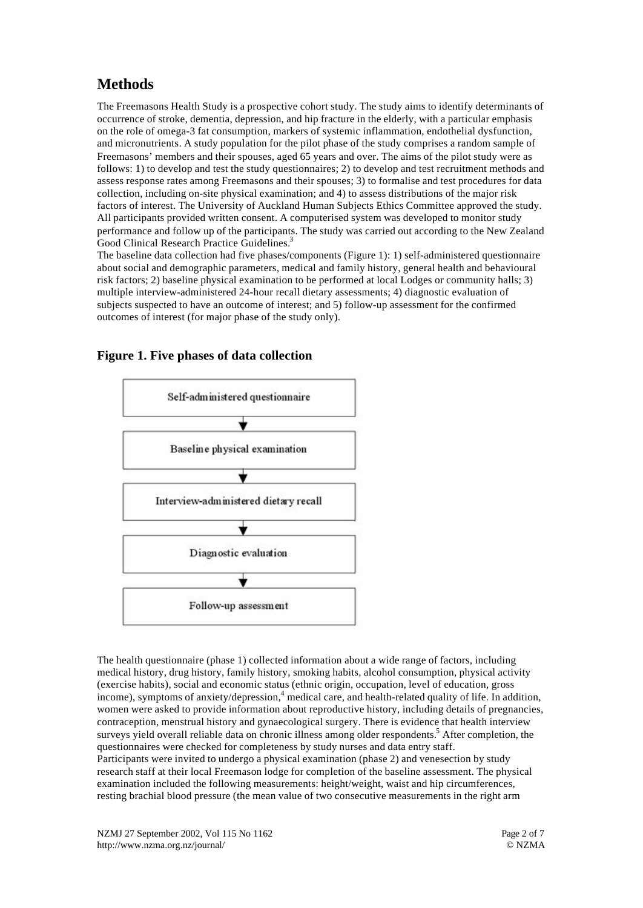## Methods

The Freemasons Health Study is a prospective cohort study. The study aims to identify determinants of occurrence of stroke, dementia, depression, and hip fracture in the elderly, with a particular emphasis on the role of omega-3 fat consumption, markers of systemic inflammation, endothelial dysfunction, and micronutrients. A study population for the pilot phase of the study comprises a random sample of Freemasons' members and their spouses, aged 65 years and over. The aims of the pilot study were as follows: 1) to develop and test the study questionnaires; 2) to develop and test recruitment methods and assess response rates among Freemasons and their spouses; 3) to formalise and test procedures for data collection, including on-site physical examination; and 4) to assess distributions of the major risk factors of interest. The University of Auckland Human Subjects Ethics Committee approved the study. All participants provided written consent. A computerised system was developed to monitor study performance and follow up of the participants. The study was carried out according to the New Zealand Good Clinical Research Practice Guidelines.[3]

The baseline data collection had five phases/components (Figure 1): 1) self-administered questionnaire about social and demographic parameters, medical and family history, general health and behavioural risk factors; 2) baseline physical examination to be performed at local Lodges or community halls; 3) multiple interview-administered 24-hour recall dietary assessments; 4) diagnostic evaluation of subjects suspected to have an outcome of interest; and 5) follow-up assessment for the confirmed outcomes of interest (for major phase of the study only).

### Figure 1. Five phases of data collection

Self-administered questionnaire
↓
Baseline physical examination
↓
Interview-administered dietary recall
↓
Diagnostic evaluation
↓
Follow-up assessment

The health questionnaire (phase 1) collected information about a wide range of factors, including medical history, drug history, family history, smoking habits, alcohol consumption, physical activity (exercise habits), social and economic status (ethnic origin, occupation, level of education, gross income), symptoms of anxiety/depression,[4] medical care, and health-related quality of life. In addition, women were asked to provide information about reproductive history, including details of pregnancies, contraception, menstrual history and gynaecological surgery. There is evidence that health interview surveys yield overall reliable data on chronic illness among older respondents.[5] After completion, the questionnaires were checked for completeness by study nurses and data entry staff.

Participants were invited to undergo a physical examination (phase 2) and venesection by study research staff at their local Freemason lodge for completion of the baseline assessment. The physical examination included the following measurements: height/weight, waist and hip circumferences, resting brachial blood pressure (the mean value of two consecutive measurements in the right arm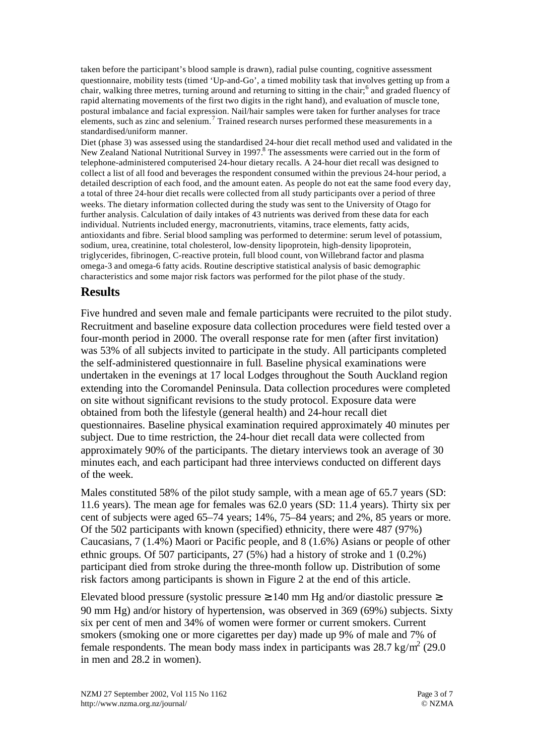taken before the participant's blood sample is drawn), radial pulse counting, cognitive assessment questionnaire, mobility tests (timed 'Up-and-Go', a timed mobility task that involves getting up from a chair, walking three metres, turning around and returning to sitting in the chair;[6] and graded fluency of rapid alternating movements of the first two digits in the right hand), and evaluation of muscle tone, postural imbalance and facial expression. Nail/hair samples were taken for further analyses for trace elements, such as zinc and selenium.[7] Trained research nurses performed these measurements in a standardised/uniform manner.

Diet (phase 3) was assessed using the standardised 24-hour diet recall method used and validated in the New Zealand National Nutritional Survey in 1997.[8] The assessments were carried out in the form of telephone-administered computerised 24-hour dietary recalls. A 24-hour diet recall was designed to collect a list of all food and beverages the respondent consumed within the previous 24-hour period, a detailed description of each food, and the amount eaten. As people do not eat the same food every day, a total of three 24-hour diet recalls were collected from all study participants over a period of three weeks. The dietary information collected during the study was sent to the University of Otago for further analysis. Calculation of daily intakes of 43 nutrients was derived from these data for each individual. Nutrients included energy, macronutrients, vitamins, trace elements, fatty acids, antioxidants and fibre. Serial blood sampling was performed to determine: serum level of potassium, sodium, urea, creatinine, total cholesterol, low-density lipoprotein, high-density lipoprotein, triglycerides, fibrinogen, C-reactive protein, full blood count, von Willebrand factor and plasma omega-3 and omega-6 fatty acids. Routine descriptive statistical analysis of basic demographic characteristics and some major risk factors was performed for the pilot phase of the study.

## Results

Five hundred and seven male and female participants were recruited to the pilot study. Recruitment and baseline exposure data collection procedures were field tested over a four-month period in 2000. The overall response rate for men (after first invitation) was 53% of all subjects invited to participate in the study. All participants completed the self-administered questionnaire in full. Baseline physical examinations were undertaken in the evenings at 17 local Lodges throughout the South Auckland region extending into the Coromandel Peninsula. Data collection procedures were completed on site without significant revisions to the study protocol. Exposure data were obtained from both the lifestyle (general health) and 24-hour recall diet questionnaires. Baseline physical examination required approximately 40 minutes per subject. Due to time restriction, the 24-hour diet recall data were collected from approximately 90% of the participants. The dietary interviews took an average of 30 minutes each, and each participant had three interviews conducted on different days of the week.

Males constituted 58% of the pilot study sample, with a mean age of 65.7 years (SD: 11.6 years). The mean age for females was 62.0 years (SD: 11.4 years). Thirty six per cent of subjects were aged 65–74 years; 14%, 75–84 years; and 2%, 85 years or more. Of the 502 participants with known (specified) ethnicity, there were 487 (97%) Caucasians, 7 (1.4%) Maori or Pacific people, and 8 (1.6%) Asians or people of other ethnic groups. Of 507 participants, 27 (5%) had a history of stroke and 1 (0.2%) participant died from stroke during the three-month follow up. Distribution of some risk factors among participants is shown in Figure 2 at the end of this article.

Elevated blood pressure (systolic pressure ≥140 mm Hg and/or diastolic pressure ≥ 90 mm Hg) and/or history of hypertension, was observed in 369 (69%) subjects. Sixty six per cent of men and 34% of women were former or current smokers. Current smokers (smoking one or more cigarettes per day) made up 9% of male and 7% of female respondents. The mean body mass index in participants was 28.7 $kg/m^2$ (29.0 in men and 28.2 in women).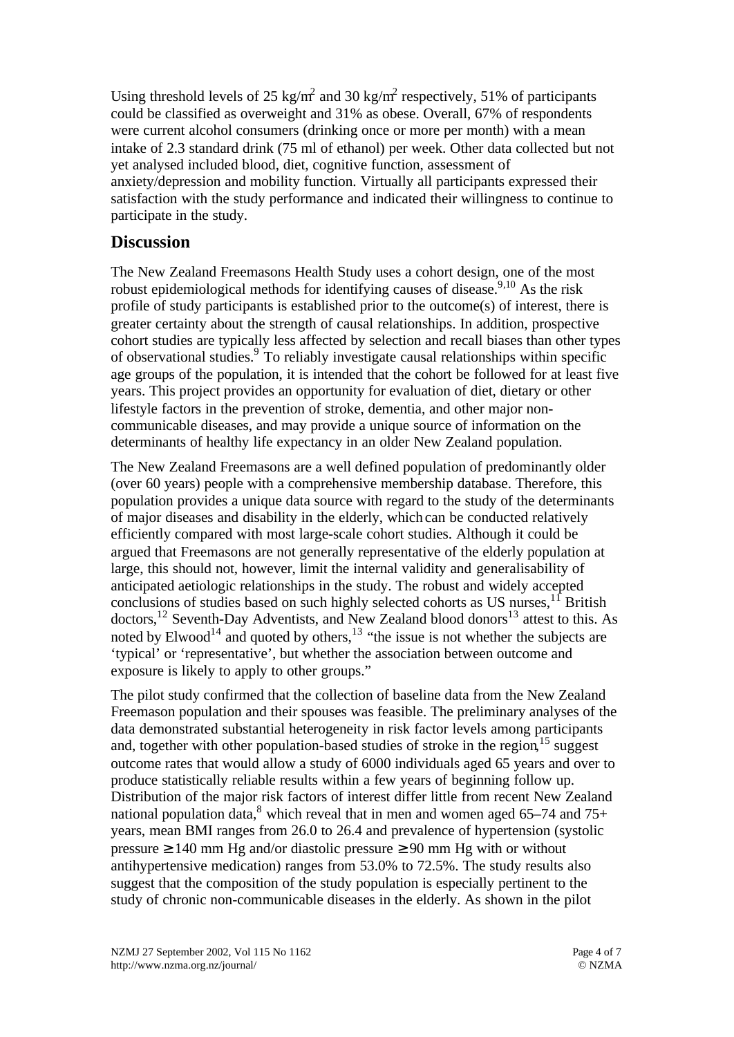Using threshold levels of 25 kg/m$^2$ and 30 kg/m$^2$ respectively, 51% of participants could be classified as overweight and 31% as obese. Overall, 67% of respondents were current alcohol consumers (drinking once or more per month) with a mean intake of 2.3 standard drink (75 ml of ethanol) per week. Other data collected but not yet analysed included blood, diet, cognitive function, assessment of anxiety/depression and mobility function. Virtually all participants expressed their satisfaction with the study performance and indicated their willingness to continue to participate in the study.

## Discussion

The New Zealand Freemasons Health Study uses a cohort design, one of the most robust epidemiological methods for identifying causes of disease.[9,10] As the risk profile of study participants is established prior to the outcome(s) of interest, there is greater certainty about the strength of causal relationships. In addition, prospective cohort studies are typically less affected by selection and recall biases than other types of observational studies.[9] To reliably investigate causal relationships within specific age groups of the population, it is intended that the cohort be followed for at least five years. This project provides an opportunity for evaluation of diet, dietary or other lifestyle factors in the prevention of stroke, dementia, and other major non-communicable diseases, and may provide a unique source of information on the determinants of healthy life expectancy in an older New Zealand population.

The New Zealand Freemasons are a well defined population of predominantly older (over 60 years) people with a comprehensive membership database. Therefore, this population provides a unique data source with regard to the study of the determinants of major diseases and disability in the elderly, which can be conducted relatively efficiently compared with most large-scale cohort studies. Although it could be argued that Freemasons are not generally representative of the elderly population at large, this should not, however, limit the internal validity and generalisability of anticipated aetiologic relationships in the study. The robust and widely accepted conclusions of studies based on such highly selected cohorts as US nurses,[11] British doctors,[12] Seventh-Day Adventists, and New Zealand blood donors[13] attest to this. As noted by Elwood[14] and quoted by others,[13] "the issue is not whether the subjects are 'typical' or 'representative', but whether the association between outcome and exposure is likely to apply to other groups."

The pilot study confirmed that the collection of baseline data from the New Zealand Freemason population and their spouses was feasible. The preliminary analyses of the data demonstrated substantial heterogeneity in risk factor levels among participants and, together with other population-based studies of stroke in the region,[15] suggest outcome rates that would allow a study of 6000 individuals aged 65 years and over to produce statistically reliable results within a few years of beginning follow up. Distribution of the major risk factors of interest differ little from recent New Zealand national population data,[8] which reveal that in men and women aged 65–74 and 75+ years, mean BMI ranges from 26.0 to 26.4 and prevalence of hypertension (systolic pressure ≥ 140 mm Hg and/or diastolic pressure ≥ 90 mm Hg with or without antihypertensive medication) ranges from 53.0% to 72.5%. The study results also suggest that the composition of the study population is especially pertinent to the study of chronic non-communicable diseases in the elderly. As shown in the pilot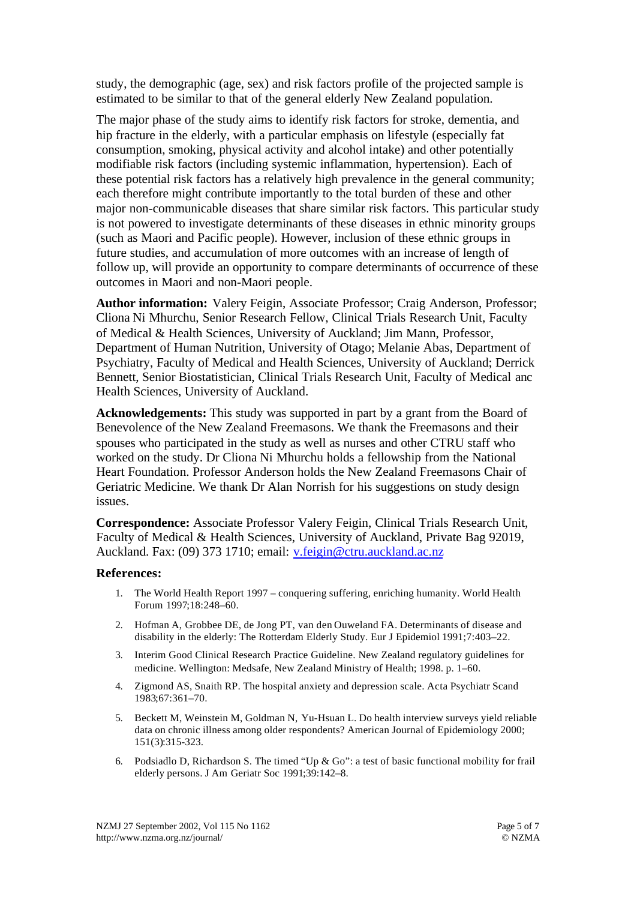study, the demographic (age, sex) and risk factors profile of the projected sample is estimated to be similar to that of the general elderly New Zealand population.

The major phase of the study aims to identify risk factors for stroke, dementia, and hip fracture in the elderly, with a particular emphasis on lifestyle (especially fat consumption, smoking, physical activity and alcohol intake) and other potentially modifiable risk factors (including systemic inflammation, hypertension). Each of these potential risk factors has a relatively high prevalence in the general community; each therefore might contribute importantly to the total burden of these and other major non-communicable diseases that share similar risk factors. This particular study is not powered to investigate determinants of these diseases in ethnic minority groups (such as Maori and Pacific people). However, inclusion of these ethnic groups in future studies, and accumulation of more outcomes with an increase of length of follow up, will provide an opportunity to compare determinants of occurrence of these outcomes in Maori and non-Maori people.

**Author information:** Valery Feigin, Associate Professor; Craig Anderson, Professor; Cliona Ni Mhurchu, Senior Research Fellow, Clinical Trials Research Unit, Faculty of Medical & Health Sciences, University of Auckland; Jim Mann, Professor, Department of Human Nutrition, University of Otago; Melanie Abas, Department of Psychiatry, Faculty of Medical and Health Sciences, University of Auckland; Derrick Bennett, Senior Biostatistician, Clinical Trials Research Unit, Faculty of Medical and Health Sciences, University of Auckland.

**Acknowledgements:** This study was supported in part by a grant from the Board of Benevolence of the New Zealand Freemasons. We thank the Freemasons and their spouses who participated in the study as well as nurses and other CTRU staff who worked on the study. Dr Cliona Ni Mhurchu holds a fellowship from the National Heart Foundation. Professor Anderson holds the New Zealand Freemasons Chair of Geriatric Medicine. We thank Dr Alan Norrish for his suggestions on study design issues.

**Correspondence:** Associate Professor Valery Feigin, Clinical Trials Research Unit, Faculty of Medical & Health Sciences, University of Auckland, Private Bag 92019, Auckland. Fax: (09) 373 1710; email: v.feigin@ctru.auckland.ac.nz

**References:**

1. The World Health Report 1997 – conquering suffering, enriching humanity. World Health Forum 1997;18:248–60.
2. Hofman A, Grobbee DE, de Jong PT, van den Ouweland FA. Determinants of disease and disability in the elderly: The Rotterdam Elderly Study. Eur J Epidemiol 1991;7:403–22.
3. Interim Good Clinical Research Practice Guideline. New Zealand regulatory guidelines for medicine. Wellington: Medsafe, New Zealand Ministry of Health; 1998. p. 1–60.
4. Zigmond AS, Snaith RP. The hospital anxiety and depression scale. Acta Psychiatr Scand 1983;67:361–70.
5. Beckett M, Weinstein M, Goldman N, Yu-Hsuan L. Do health interview surveys yield reliable data on chronic illness among older respondents? American Journal of Epidemiology 2000; 151(3):315-323.
6. Podsiadlo D, Richardson S. The timed "Up & Go": a test of basic functional mobility for frail elderly persons. J Am Geriatr Soc 1991;39:142–8.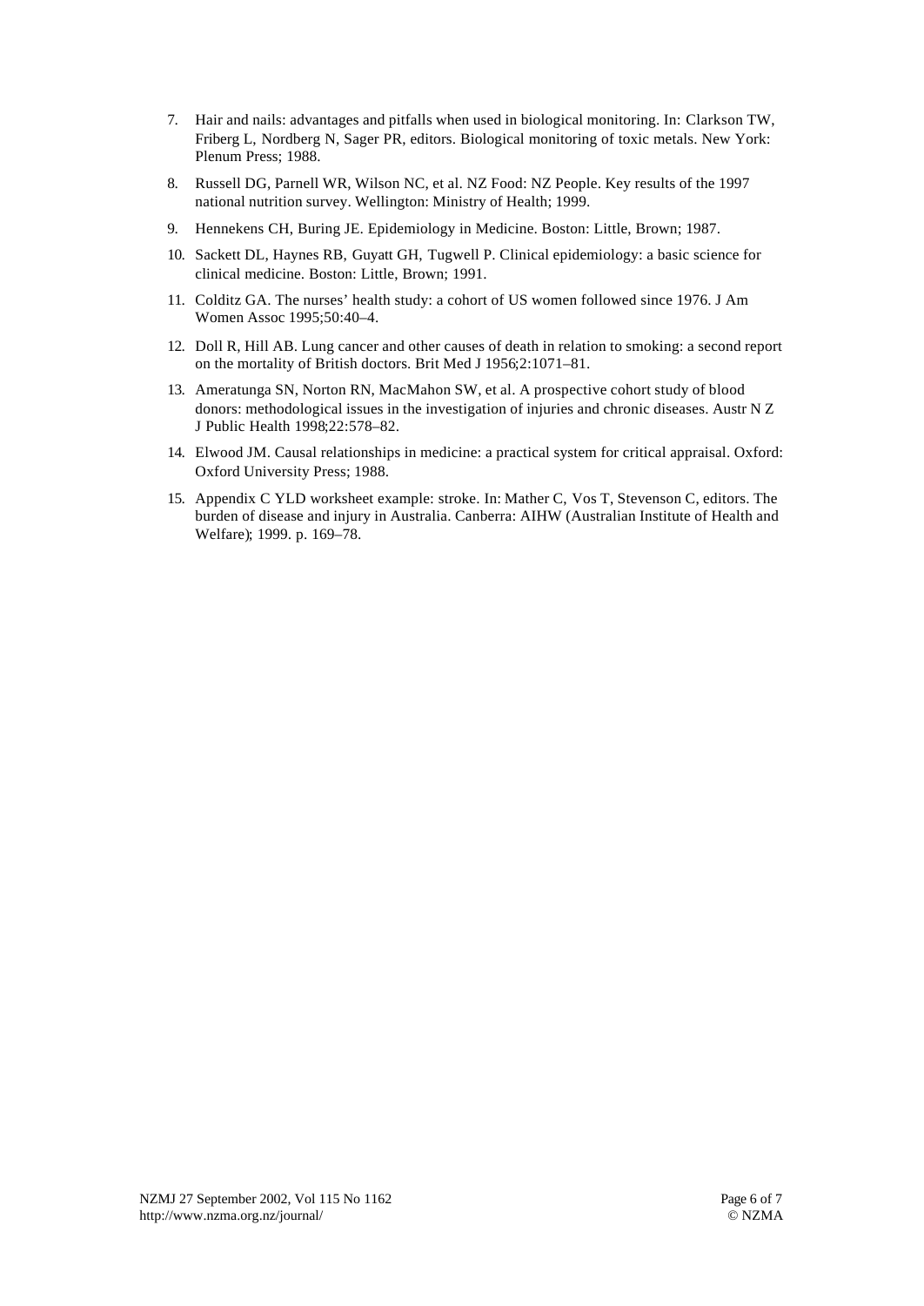7. Hair and nails: advantages and pitfalls when used in biological monitoring. In: Clarkson TW, Friberg L, Nordberg N, Sager PR, editors. Biological monitoring of toxic metals. New York: Plenum Press; 1988.

8. Russell DG, Parnell WR, Wilson NC, et al. NZ Food: NZ People. Key results of the 1997 national nutrition survey. Wellington: Ministry of Health; 1999.

9. Hennekens CH, Buring JE. Epidemiology in Medicine. Boston: Little, Brown; 1987.

10. Sackett DL, Haynes RB, Guyatt GH, Tugwell P. Clinical epidemiology: a basic science for clinical medicine. Boston: Little, Brown; 1991.

11. Colditz GA. The nurses' health study: a cohort of US women followed since 1976. J Am Women Assoc 1995;50:40–4.

12. Doll R, Hill AB. Lung cancer and other causes of death in relation to smoking: a second report on the mortality of British doctors. Brit Med J 1956;2:1071–81.

13. Ameratunga SN, Norton RN, MacMahon SW, et al. A prospective cohort study of blood donors: methodological issues in the investigation of injuries and chronic diseases. Austr N Z J Public Health 1998;22:578–82.

14. Elwood JM. Causal relationships in medicine: a practical system for critical appraisal. Oxford: Oxford University Press; 1988.

15. Appendix C YLD worksheet example: stroke. In: Mather C, Vos T, Stevenson C, editors. The burden of disease and injury in Australia. Canberra: AIHW (Australian Institute of Health and Welfare); 1999. p. 169–78.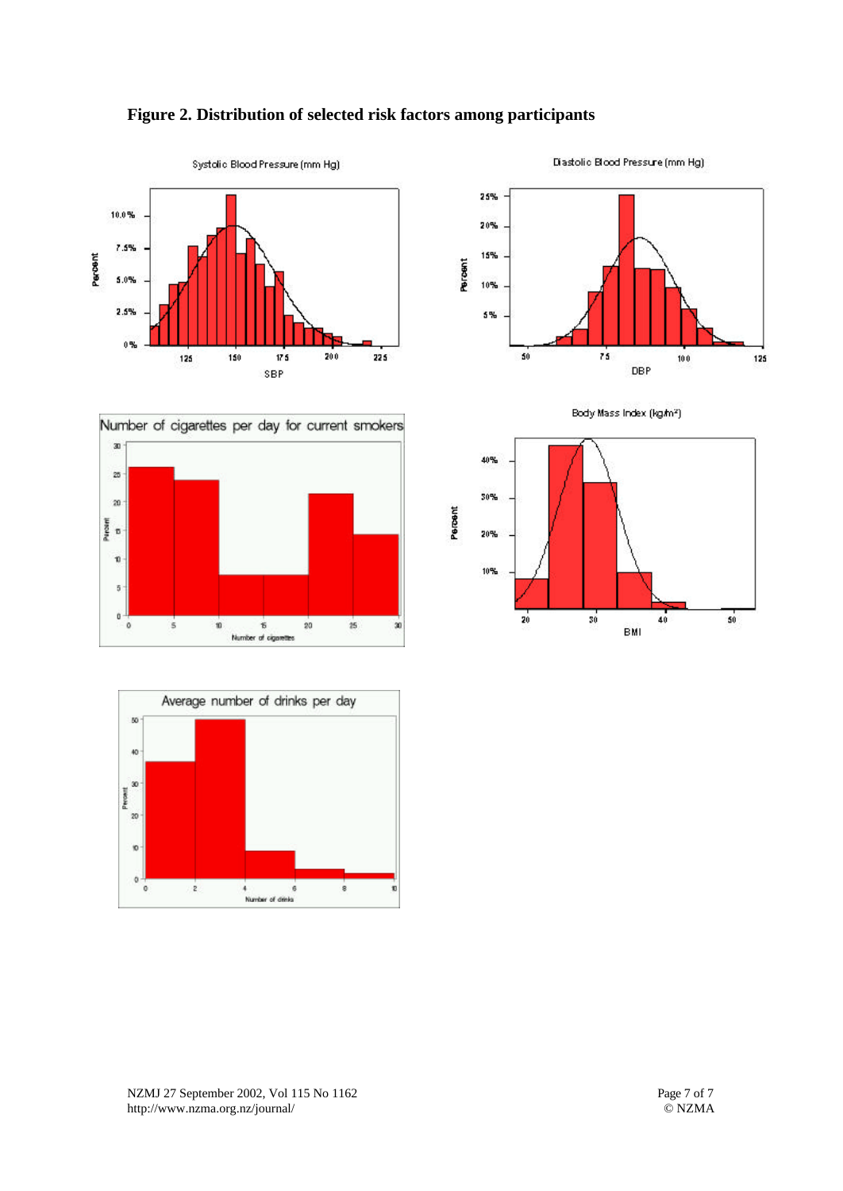## Figure 2. Distribution of selected risk factors among participants

Systolic Blood Pressure (mm Hg)

Percent

10.0%
7.5%
5.0%
2.5%
0%

125
150
175
200
225

SBP

Diastolic Blood Pressure (mm Hg)

Percent

25%
20%
15%
10%
5%

50
75
100
125

DBP

Number of cigarettes per day for current smokers

Percent

30
25
20
15
10
5
0

0
5
10
15
20
25
30

Number of cigarettes

Body Mass Index (kg/m²)

Percent

40%
30%
20%
10%

20
30
40
50

BMI

Average number of drinks per day

Percent

50
40
30
20
10
0

0
2
4
6
8
10

Number of drinks